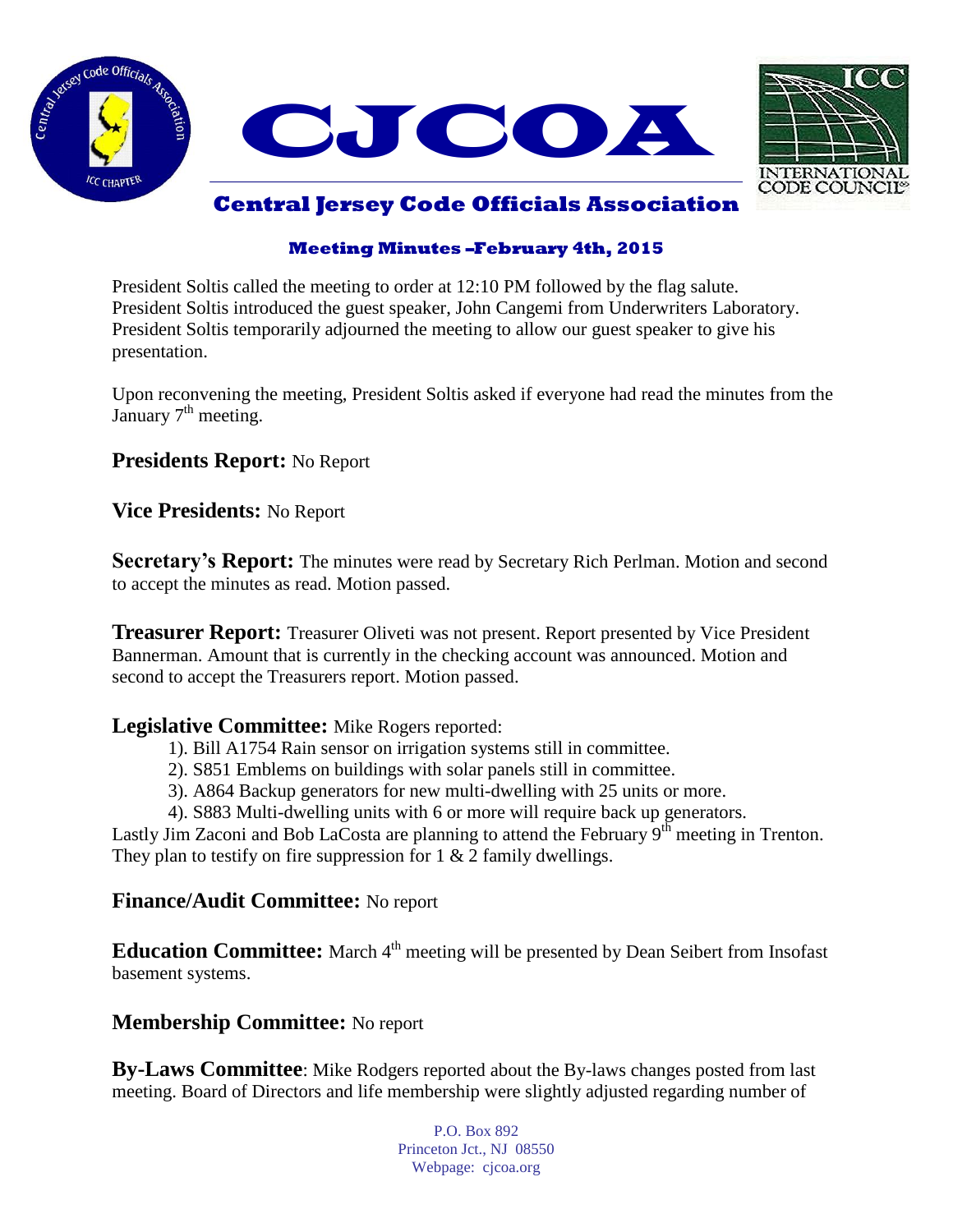# CJCOA

## Central Jersey Code Officials Association

### Meeting Minutes –February 4th, 2015

President Soltis called the meeting to order at 12:10 PM followed by the flag salute. President Soltis introduced the guest speaker, John Cangemi from Underwriters Laboratory. President Soltis temporarily adjourned the meeting to allow our guest speaker to give his presentation.

Upon reconvening the meeting, President Soltis asked if everyone had read the minutes from the January 7th meeting.

**Presidents Report:** No Report

**Vice Presidents:** No Report

**Secretary's Report:** The minutes were read by Secretary Rich Perlman. Motion and second to accept the minutes as read. Motion passed.

**Treasurer Report:** Treasurer Oliveti was not present. Report presented by Vice President Bannerman. Amount that is currently in the checking account was announced. Motion and second to accept the Treasurers report. Motion passed.

**Legislative Committee:** Mike Rogers reported:

1). Bill A1754 Rain sensor on irrigation systems still in committee.
2). S851 Emblems on buildings with solar panels still in committee.
3). A864 Backup generators for new multi-dwelling with 25 units or more.
4). S883 Multi-dwelling units with 6 or more will require back up generators.

Lastly Jim Zaconi and Bob LaCosta are planning to attend the February 9th meeting in Trenton. They plan to testify on fire suppression for 1 & 2 family dwellings.

**Finance/Audit Committee:** No report

**Education Committee:** March 4th meeting will be presented by Dean Seibert from Insofast basement systems.

**Membership Committee:** No report

**By-Laws Committee**: Mike Rodgers reported about the By-laws changes posted from last meeting. Board of Directors and life membership were slightly adjusted regarding number of

P.O. Box 892
Princeton Jct., NJ 08550
Webpage: cjcoa.org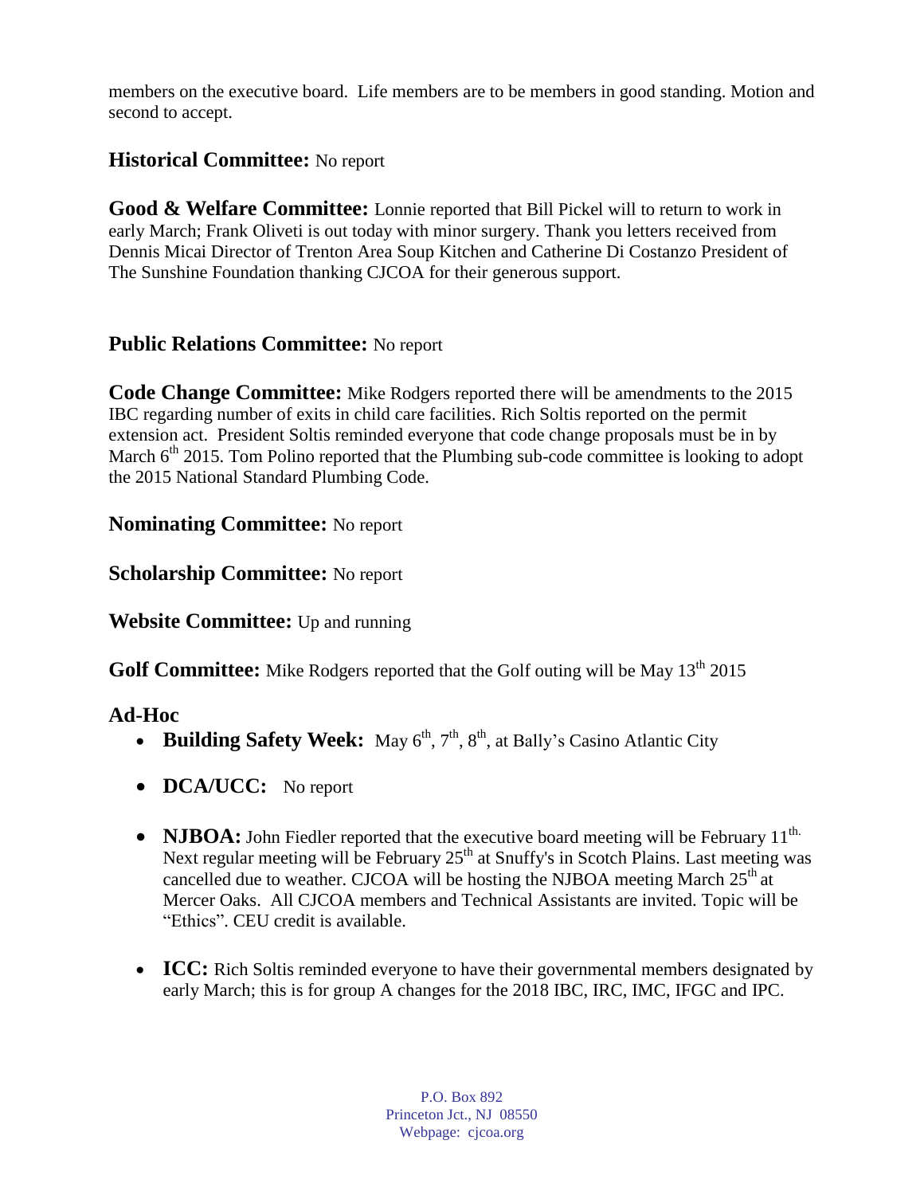members on the executive board. Life members are to be members in good standing. Motion and second to accept.

**Historical Committee:** No report

**Good & Welfare Committee:** Lonnie reported that Bill Pickel will to return to work in early March; Frank Oliveti is out today with minor surgery. Thank you letters received from Dennis Micai Director of Trenton Area Soup Kitchen and Catherine Di Costanzo President of The Sunshine Foundation thanking CJCOA for their generous support.

**Public Relations Committee:** No report

**Code Change Committee:** Mike Rodgers reported there will be amendments to the 2015 IBC regarding number of exits in child care facilities. Rich Soltis reported on the permit extension act. President Soltis reminded everyone that code change proposals must be in by March 6th 2015. Tom Polino reported that the Plumbing sub-code committee is looking to adopt the 2015 National Standard Plumbing Code.

**Nominating Committee:** No report

**Scholarship Committee:** No report

**Website Committee:** Up and running

**Golf Committee:** Mike Rodgers reported that the Golf outing will be May 13th 2015

## Ad-Hoc

- **Building Safety Week:** May 6th, 7th, 8th, at Bally's Casino Atlantic City
- **DCA/UCC:** No report
- **NJBOA:** John Fiedler reported that the executive board meeting will be February 11th. Next regular meeting will be February 25th at Snuffy's in Scotch Plains. Last meeting was cancelled due to weather. CJCOA will be hosting the NJBOA meeting March 25th at Mercer Oaks. All CJCOA members and Technical Assistants are invited. Topic will be "Ethics". CEU credit is available.
- **ICC:** Rich Soltis reminded everyone to have their governmental members designated by early March; this is for group A changes for the 2018 IBC, IRC, IMC, IFGC and IPC.

P.O. Box 892
Princeton Jct., NJ 08550
Webpage: cjcoa.org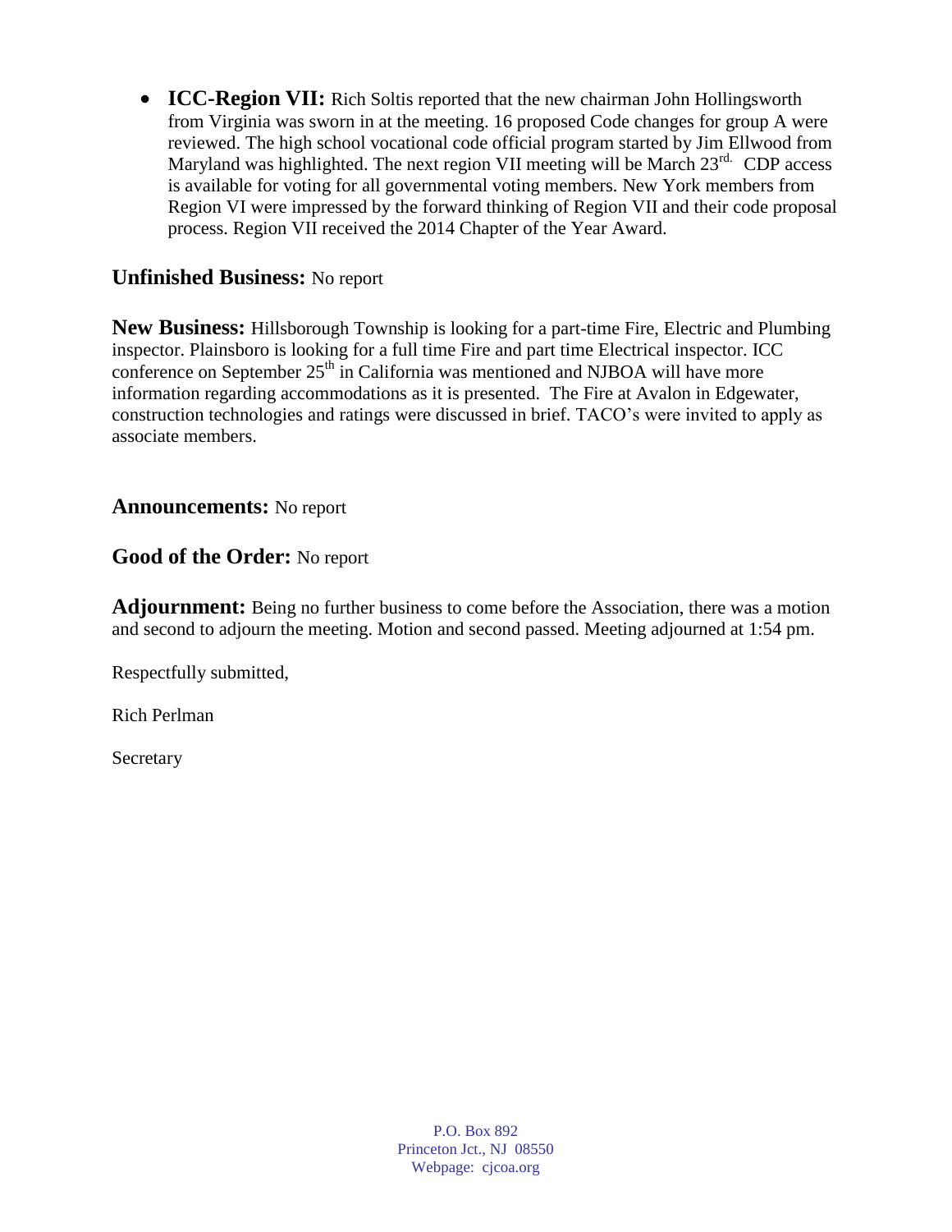- **ICC-Region VII:** Rich Soltis reported that the new chairman John Hollingsworth from Virginia was sworn in at the meeting. 16 proposed Code changes for group A were reviewed. The high school vocational code official program started by Jim Ellwood from Maryland was highlighted. The next region VII meeting will be March 23rd. CDP access is available for voting for all governmental voting members. New York members from Region VI were impressed by the forward thinking of Region VII and their code proposal process. Region VII received the 2014 Chapter of the Year Award.

**Unfinished Business:** No report

**New Business:** Hillsborough Township is looking for a part-time Fire, Electric and Plumbing inspector. Plainsboro is looking for a full time Fire and part time Electrical inspector. ICC conference on September 25th in California was mentioned and NJBOA will have more information regarding accommodations as it is presented. The Fire at Avalon in Edgewater, construction technologies and ratings were discussed in brief. TACO's were invited to apply as associate members.

**Announcements:** No report

**Good of the Order:** No report

**Adjournment:** Being no further business to come before the Association, there was a motion and second to adjourn the meeting. Motion and second passed. Meeting adjourned at 1:54 pm.

Respectfully submitted,

Rich Perlman

Secretary

P.O. Box 892
Princeton Jct., NJ 08550
Webpage: cjcoa.org